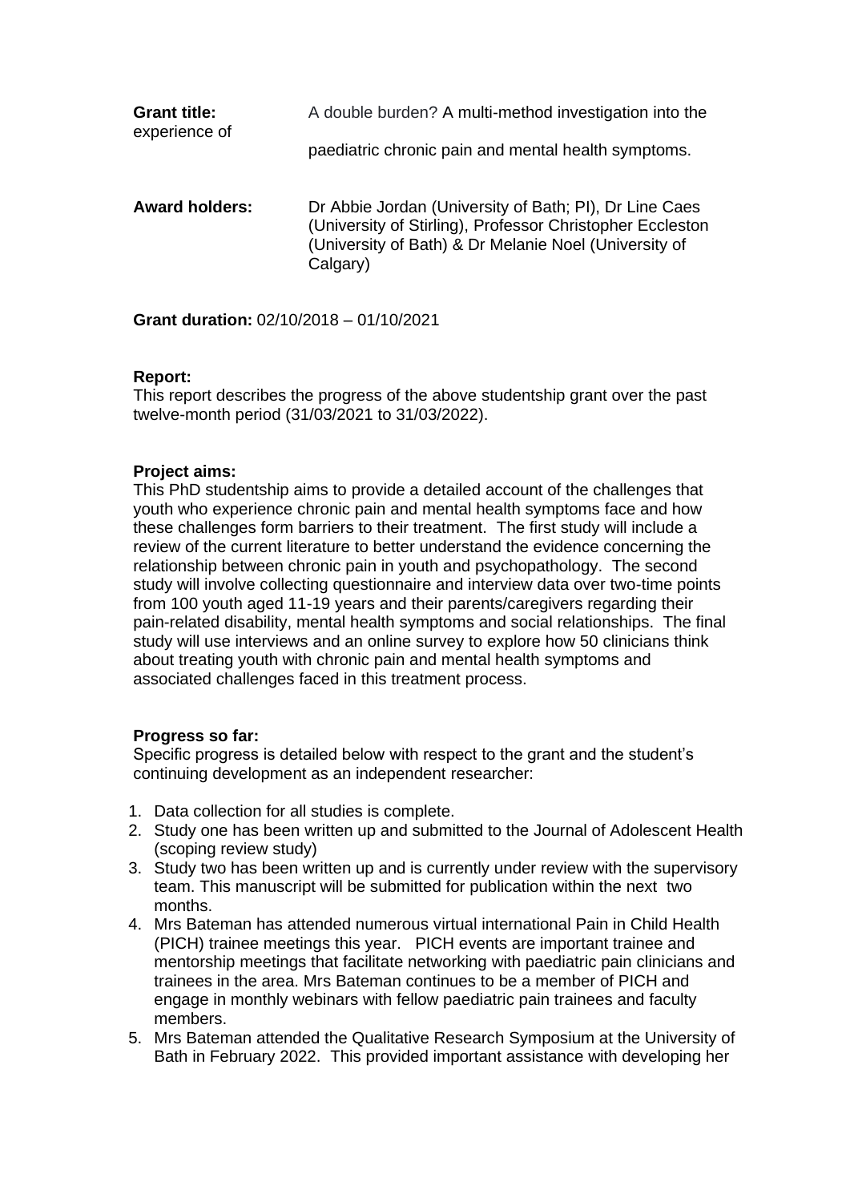**Grant title:** A double burden? A multi-method investigation into the experience of paediatric chronic pain and mental health symptoms.

**Award holders:** Dr Abbie Jordan (University of Bath; PI), Dr Line Caes (University of Stirling), Professor Christopher Eccleston (University of Bath) & Dr Melanie Noel (University of Calgary)

**Grant duration:** 02/10/2018 – 01/10/2021

**Report:**
This report describes the progress of the above studentship grant over the past twelve-month period (31/03/2021 to 31/03/2022).

**Project aims:**
This PhD studentship aims to provide a detailed account of the challenges that youth who experience chronic pain and mental health symptoms face and how these challenges form barriers to their treatment. The first study will include a review of the current literature to better understand the evidence concerning the relationship between chronic pain in youth and psychopathology. The second study will involve collecting questionnaire and interview data over two-time points from 100 youth aged 11-19 years and their parents/caregivers regarding their pain-related disability, mental health symptoms and social relationships. The final study will use interviews and an online survey to explore how 50 clinicians think about treating youth with chronic pain and mental health symptoms and associated challenges faced in this treatment process.

**Progress so far:**
Specific progress is detailed below with respect to the grant and the student's continuing development as an independent researcher:

1. Data collection for all studies is complete.
2. Study one has been written up and submitted to the Journal of Adolescent Health (scoping review study)
3. Study two has been written up and is currently under review with the supervisory team. This manuscript will be submitted for publication within the next two months.
4. Mrs Bateman has attended numerous virtual international Pain in Child Health (PICH) trainee meetings this year. PICH events are important trainee and mentorship meetings that facilitate networking with paediatric pain clinicians and trainees in the area. Mrs Bateman continues to be a member of PICH and engage in monthly webinars with fellow paediatric pain trainees and faculty members.
5. Mrs Bateman attended the Qualitative Research Symposium at the University of Bath in February 2022. This provided important assistance with developing her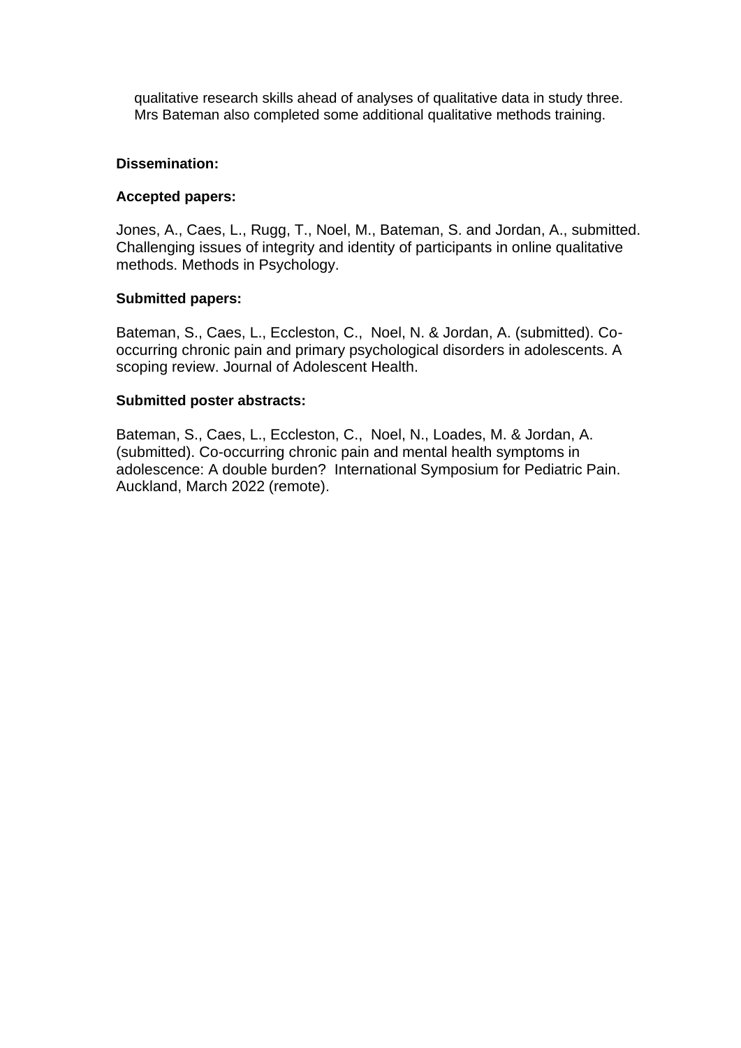qualitative research skills ahead of analyses of qualitative data in study three. Mrs Bateman also completed some additional qualitative methods training.

**Dissemination:**

**Accepted papers:**

Jones, A., Caes, L., Rugg, T., Noel, M., Bateman, S. and Jordan, A., submitted. Challenging issues of integrity and identity of participants in online qualitative methods. Methods in Psychology.

**Submitted papers:**

Bateman, S., Caes, L., Eccleston, C., Noel, N. & Jordan, A. (submitted). Co-occurring chronic pain and primary psychological disorders in adolescents. A scoping review. Journal of Adolescent Health.

**Submitted poster abstracts:**

Bateman, S., Caes, L., Eccleston, C., Noel, N., Loades, M. & Jordan, A. (submitted). Co-occurring chronic pain and mental health symptoms in adolescence: A double burden? International Symposium for Pediatric Pain. Auckland, March 2022 (remote).